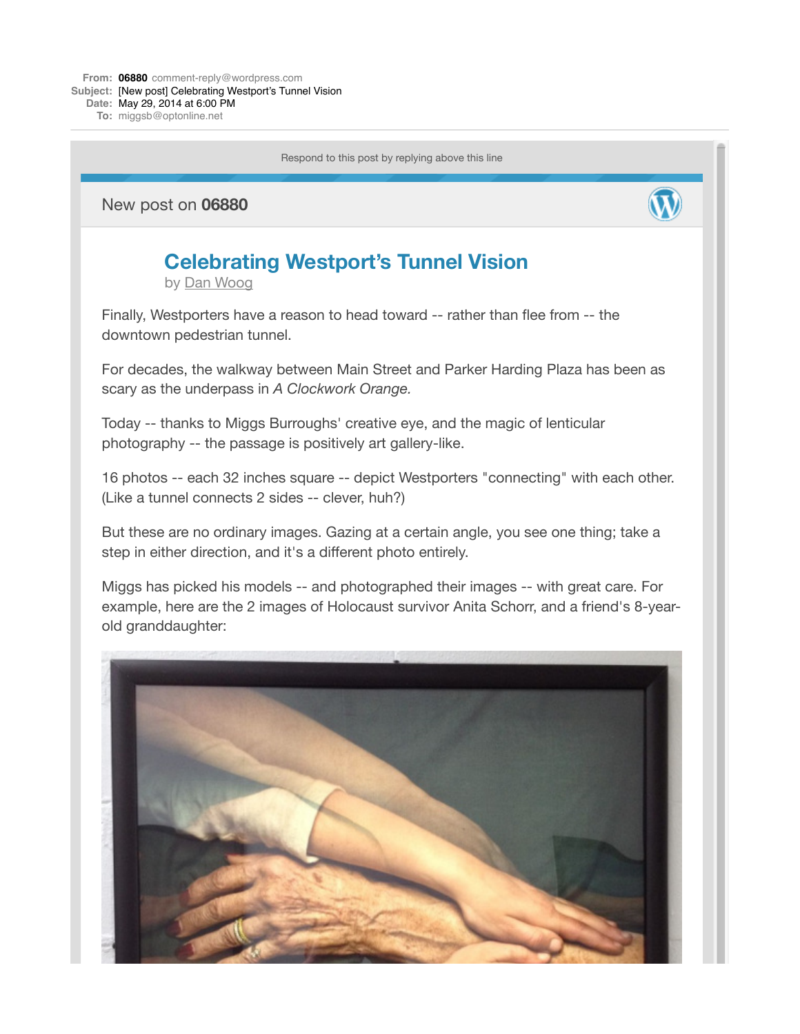**From:** **06880** comment-reply@wordpress.com
**Subject:** [New post] Celebrating Westport's Tunnel Vision
**Date:** May 29, 2014 at 6:00 PM
**To:** miggsb@optonline.net

Respond to this post by replying above this line

New post on **06880**

# Celebrating Westport's Tunnel Vision

by Dan Woog

Finally, Westporters have a reason to head toward -- rather than flee from -- the downtown pedestrian tunnel.

For decades, the walkway between Main Street and Parker Harding Plaza has been as scary as the underpass in *A Clockwork Orange*.

Today -- thanks to Miggs Burroughs' creative eye, and the magic of lenticular photography -- the passage is positively art gallery-like.

16 photos -- each 32 inches square -- depict Westporters "connecting" with each other. (Like a tunnel connects 2 sides -- clever, huh?)

But these are no ordinary images. Gazing at a certain angle, you see one thing; take a step in either direction, and it's a different photo entirely.

Miggs has picked his models -- and photographed their images -- with great care. For example, here are the 2 images of Holocaust survivor Anita Schorr, and a friend's 8-year-old granddaughter: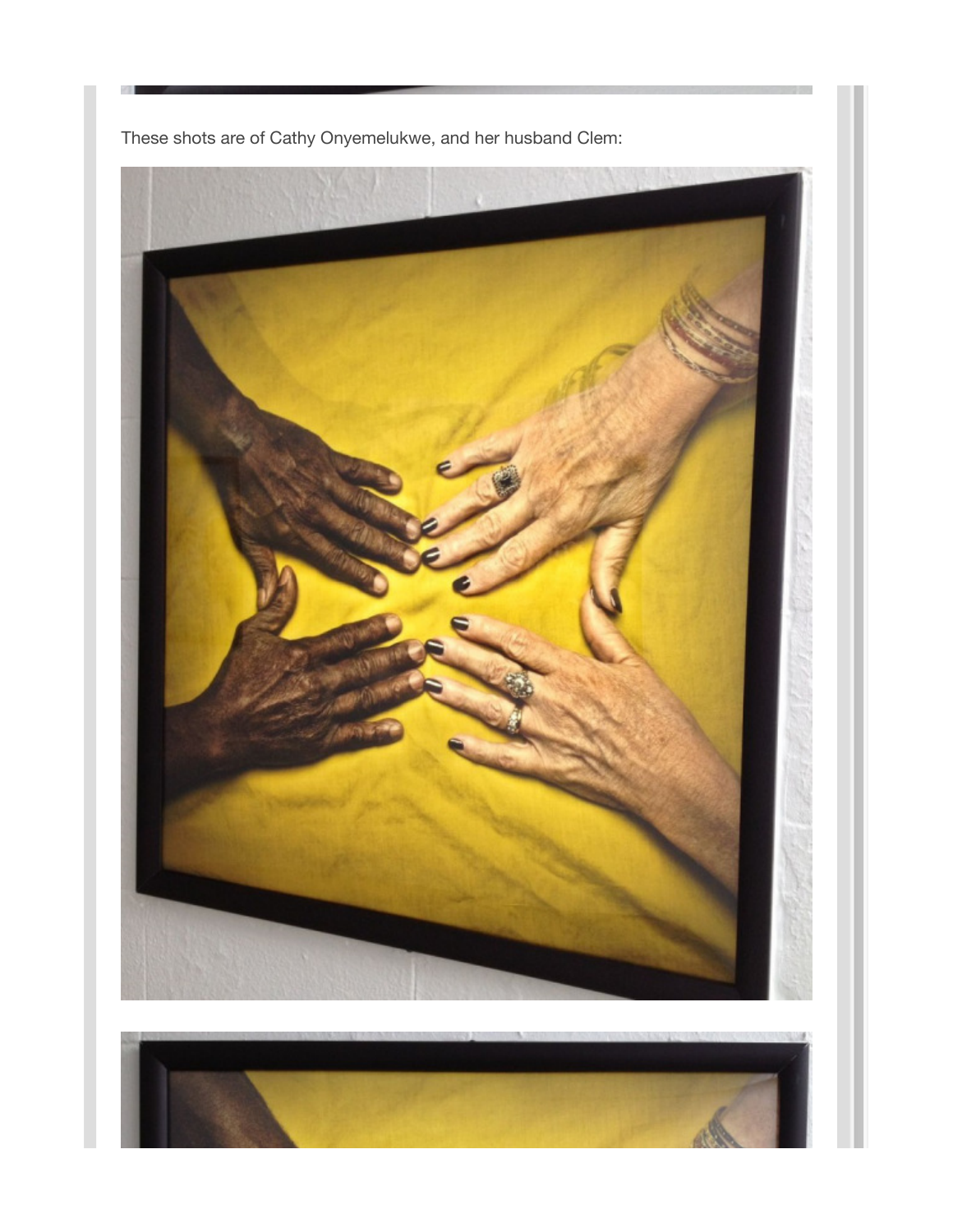These shots are of Cathy Onyemelukwe, and her husband Clem: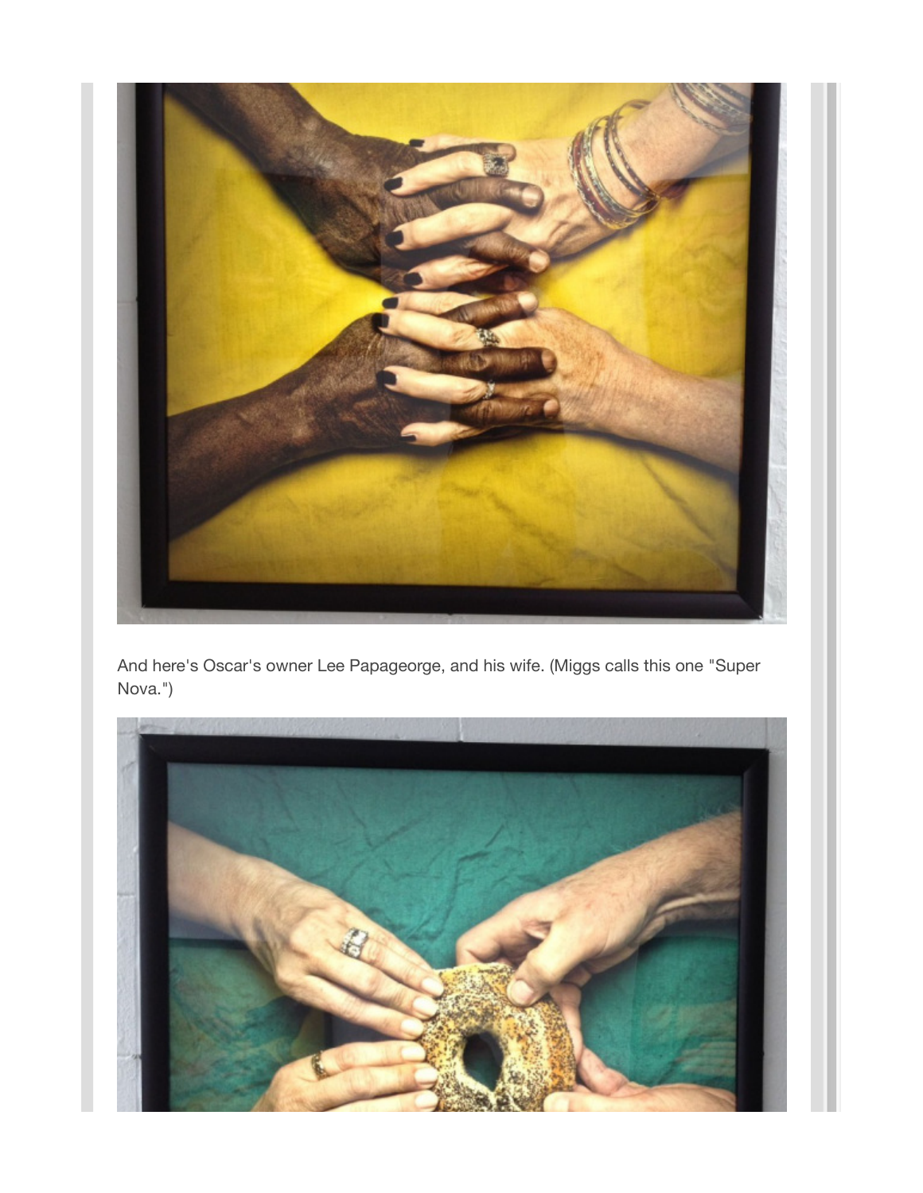And here's Oscar's owner Lee Papageorge, and his wife. (Miggs calls this one "Super Nova.")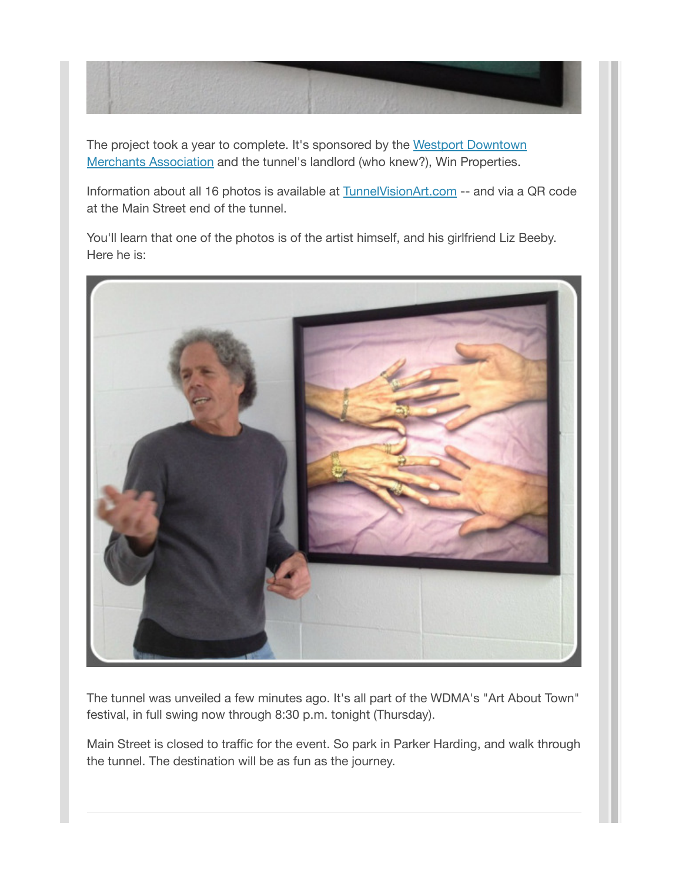The project took a year to complete. It's sponsored by the Westport Downtown Merchants Association and the tunnel's landlord (who knew?), Win Properties.

Information about all 16 photos is available at TunnelVisionArt.com -- and via a QR code at the Main Street end of the tunnel.

You'll learn that one of the photos is of the artist himself, and his girlfriend Liz Beeby. Here he is:

The tunnel was unveiled a few minutes ago. It's all part of the WDMA's "Art About Town" festival, in full swing now through 8:30 p.m. tonight (Thursday).

Main Street is closed to traffic for the event. So park in Parker Harding, and walk through the tunnel. The destination will be as fun as the journey.